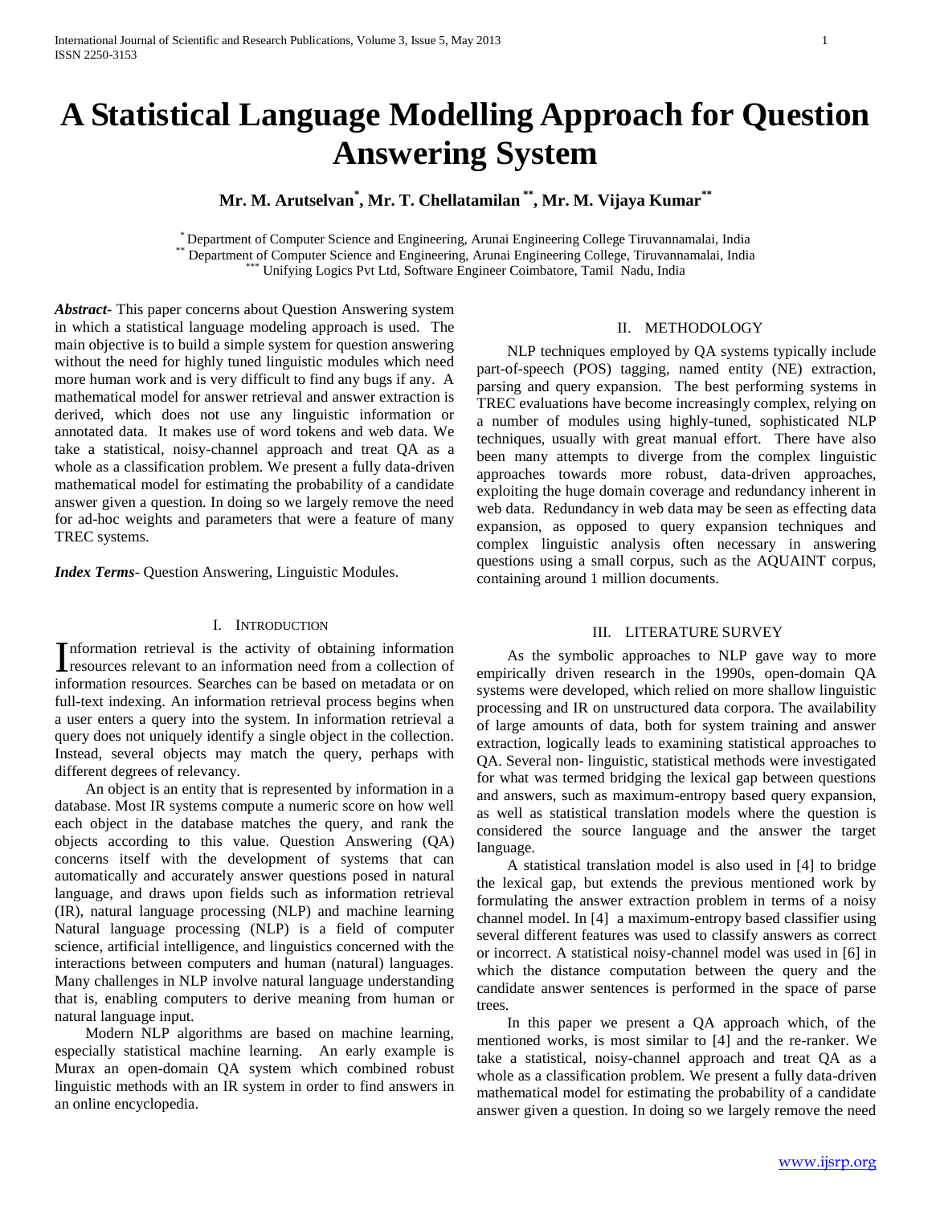# A Statistical Language Modelling Approach for Question Answering System

**Mr. M. Arutselvan[*], Mr. T. Chellatamilan[**], Mr. M. Vijaya Kumar[**]**

[*] Department of Computer Science and Engineering, Arunai Engineering College Tiruvannamalai, India
[**] Department of Computer Science and Engineering, Arunai Engineering College, Tiruvannamalai, India
[***] Unifying Logics Pvt Ltd, Software Engineer Coimbatore, Tamil Nadu, India

***Abstract***- This paper concerns about Question Answering system in which a statistical language modeling approach is used. The main objective is to build a simple system for question answering without the need for highly tuned linguistic modules which need more human work and is very difficult to find any bugs if any. A mathematical model for answer retrieval and answer extraction is derived, which does not use any linguistic information or annotated data. It makes use of word tokens and web data. We take a statistical, noisy-channel approach and treat QA as a whole as a classification problem. We present a fully data-driven mathematical model for estimating the probability of a candidate answer given a question. In doing so we largely remove the need for ad-hoc weights and parameters that were a feature of many TREC systems.

***Index Terms***- Question Answering, Linguistic Modules.

## I. Introduction

Information retrieval is the activity of obtaining information resources relevant to an information need from a collection of information resources. Searches can be based on metadata or on full-text indexing. An information retrieval process begins when a user enters a query into the system. In information retrieval a query does not uniquely identify a single object in the collection. Instead, several objects may match the query, perhaps with different degrees of relevancy.

An object is an entity that is represented by information in a database. Most IR systems compute a numeric score on how well each object in the database matches the query, and rank the objects according to this value. Question Answering (QA) concerns itself with the development of systems that can automatically and accurately answer questions posed in natural language, and draws upon fields such as information retrieval (IR), natural language processing (NLP) and machine learning Natural language processing (NLP) is a field of computer science, artificial intelligence, and linguistics concerned with the interactions between computers and human (natural) languages. Many challenges in NLP involve natural language understanding that is, enabling computers to derive meaning from human or natural language input.

Modern NLP algorithms are based on machine learning, especially statistical machine learning. An early example is Murax an open-domain QA system which combined robust linguistic methods with an IR system in order to find answers in an online encyclopedia.

## II. Methodology

NLP techniques employed by QA systems typically include part-of-speech (POS) tagging, named entity (NE) extraction, parsing and query expansion. The best performing systems in TREC evaluations have become increasingly complex, relying on a number of modules using highly-tuned, sophisticated NLP techniques, usually with great manual effort. There have also been many attempts to diverge from the complex linguistic approaches towards more robust, data-driven approaches, exploiting the huge domain coverage and redundancy inherent in web data. Redundancy in web data may be seen as effecting data expansion, as opposed to query expansion techniques and complex linguistic analysis often necessary in answering questions using a small corpus, such as the AQUAINT corpus, containing around 1 million documents.

## III. Literature Survey

As the symbolic approaches to NLP gave way to more empirically driven research in the 1990s, open-domain QA systems were developed, which relied on more shallow linguistic processing and IR on unstructured data corpora. The availability of large amounts of data, both for system training and answer extraction, logically leads to examining statistical approaches to QA. Several non- linguistic, statistical methods were investigated for what was termed bridging the lexical gap between questions and answers, such as maximum-entropy based query expansion, as well as statistical translation models where the question is considered the source language and the answer the target language.

A statistical translation model is also used in [4] to bridge the lexical gap, but extends the previous mentioned work by formulating the answer extraction problem in terms of a noisy channel model. In [4] a maximum-entropy based classifier using several different features was used to classify answers as correct or incorrect. A statistical noisy-channel model was used in [6] in which the distance computation between the query and the candidate answer sentences is performed in the space of parse trees.

In this paper we present a QA approach which, of the mentioned works, is most similar to [4] and the re-ranker. We take a statistical, noisy-channel approach and treat QA as a whole as a classification problem. We present a fully data-driven mathematical model for estimating the probability of a candidate answer given a question. In doing so we largely remove the need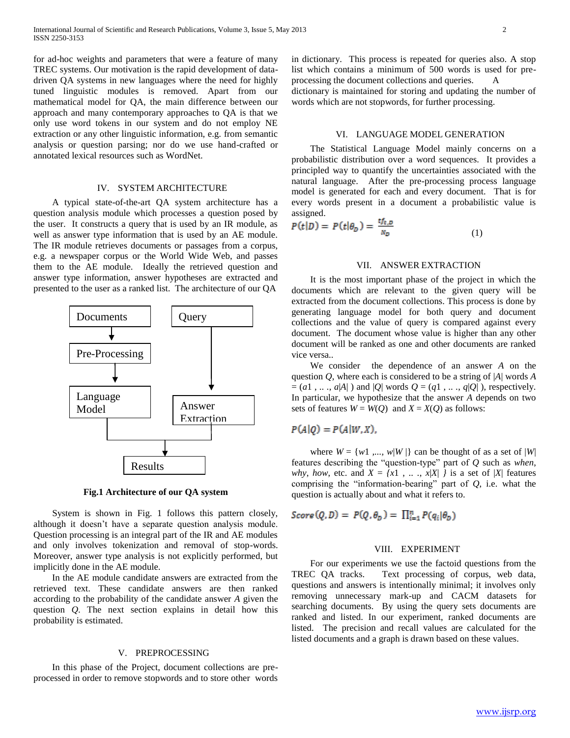for ad-hoc weights and parameters that were a feature of many TREC systems. Our motivation is the rapid development of data-driven QA systems in new languages where the need for highly tuned linguistic modules is removed. Apart from our mathematical model for QA, the main difference between our approach and many contemporary approaches to QA is that we only use word tokens in our system and do not employ NE extraction or any other linguistic information, e.g. from semantic analysis or question parsing; nor do we use hand-crafted or annotated lexical resources such as WordNet.

## IV. SYSTEM ARCHITECTURE

A typical state-of-the-art QA system architecture has a question analysis module which processes a question posed by the user. It constructs a query that is used by an IR module, as well as answer type information that is used by an AE module. The IR module retrieves documents or passages from a corpus, e.g. a newspaper corpus or the World Wide Web, and passes them to the AE module. Ideally the retrieved question and answer type information, answer hypotheses are extracted and presented to the user as a ranked list. The architecture of our QA

```
Documents            Query
    |                  |
Pre-Processing         |
    |                  |
Language Model     Answer Extraction
    |__________________|
             |
          Results
```

**Fig.1 Architecture of our QA system**

System is shown in Fig. 1 follows this pattern closely, although it doesn't have a separate question analysis module. Question processing is an integral part of the IR and AE modules and only involves tokenization and removal of stop-words. Moreover, answer type analysis is not explicitly performed, but implicitly done in the AE module.

In the AE module candidate answers are extracted from the retrieved text. These candidate answers are then ranked according to the probability of the candidate answer $A$ given the question $Q$. The next section explains in detail how this probability is estimated.

## V. PREPROCESSING

In this phase of the Project, document collections are pre-processed in order to remove stopwords and to store other words in dictionary. This process is repeated for queries also. A stop list which contains a minimum of 500 words is used for pre-processing the document collections and queries. A dictionary is maintained for storing and updating the number of words which are not stopwords, for further processing.

## VI. LANGUAGE MODEL GENERATION

The Statistical Language Model mainly concerns on a probabilistic distribution over a word sequences. It provides a principled way to quantify the uncertainties associated with the natural language. After the pre-processing process language model is generated for each and every document. That is for every words present in a document a probabilistic value is assigned.

$$P(t|D) = P(t|\theta_D) = \frac{tf_{t,D}}{N_D} \quad (1)$$

## VII. ANSWER EXTRACTION

It is the most important phase of the project in which the documents which are relevant to the given query will be extracted from the document collections. This process is done by generating language model for both query and document collections and the value of query is compared against every document. The document whose value is higher than any other document will be ranked as one and other documents are ranked vice versa..

We consider the dependence of an answer $A$ on the question $Q$, where each is considered to be a string of $|A|$ words $A = (a1 , .. ., a|A| )$ and $|Q|$ words $Q = (q1 , .. ., q|Q| )$, respectively. In particular, we hypothesize that the answer $A$ depends on two sets of features $W = W(Q)$ and $X = X(Q)$ as follows:

$$P(A|Q) = P(A|W, X),$$

where $W = \{w1 ,..., w|W| \}$ can be thought of as a set of $|W|$ features describing the "question-type" part of $Q$ such as *when*, *why*, *how*, etc. and $X = \{x1 , .. ., x|X| \}$ is a set of $|X|$ features comprising the "information-bearing" part of $Q$, i.e. what the question is actually about and what it refers to.

$$Score(Q, D) = P(Q, \theta_D) = \prod_{i=1}^{n} P(q_i|\theta_D)$$

## VIII. EXPERIMENT

For our experiments we use the factoid questions from the TREC QA tracks. Text processing of corpus, web data, questions and answers is intentionally minimal; it involves only removing unnecessary mark-up and CACM datasets for searching documents. By using the query sets documents are ranked and listed. In our experiment, ranked documents are listed. The precision and recall values are calculated for the listed documents and a graph is drawn based on these values.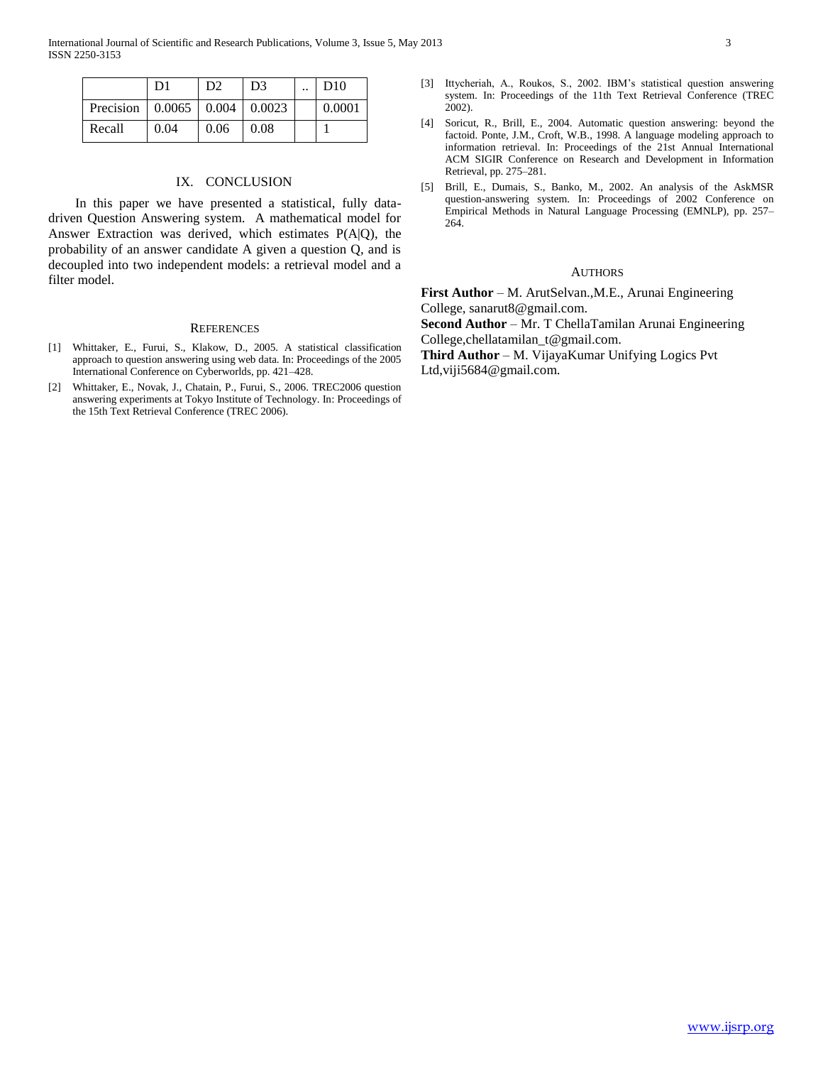| | D1 | D2 | D3 | .. | D10 |
|---|---|---|---|---|---|
| Precision | 0.0065 | 0.004 | 0.0023 | | 0.0001 |
| Recall | 0.04 | 0.06 | 0.08 | | 1 |

## IX. CONCLUSION

In this paper we have presented a statistical, fully data-driven Question Answering system. A mathematical model for Answer Extraction was derived, which estimates P(A|Q), the probability of an answer candidate A given a question Q, and is decoupled into two independent models: a retrieval model and a filter model.

## REFERENCES

[1] Whittaker, E., Furui, S., Klakow, D., 2005. A statistical classification approach to question answering using web data. In: Proceedings of the 2005 International Conference on Cyberworlds, pp. 421–428.

[2] Whittaker, E., Novak, J., Chatain, P., Furui, S., 2006. TREC2006 question answering experiments at Tokyo Institute of Technology. In: Proceedings of the 15th Text Retrieval Conference (TREC 2006).

[3] Ittycheriah, A., Roukos, S., 2002. IBM's statistical question answering system. In: Proceedings of the 11th Text Retrieval Conference (TREC 2002).

[4] Soricut, R., Brill, E., 2004. Automatic question answering: beyond the factoid. Ponte, J.M., Croft, W.B., 1998. A language modeling approach to information retrieval. In: Proceedings of the 21st Annual International ACM SIGIR Conference on Research and Development in Information Retrieval, pp. 275–281.

[5] Brill, E., Dumais, S., Banko, M., 2002. An analysis of the AskMSR question-answering system. In: Proceedings of 2002 Conference on Empirical Methods in Natural Language Processing (EMNLP), pp. 257–264.

## AUTHORS

**First Author** – M. ArutSelvan.,M.E., Arunai Engineering College, sanarut8@gmail.com.

**Second Author** – Mr. T ChellaTamilan Arunai Engineering College,chellatamilan_t@gmail.com.

**Third Author** – M. VijayaKumar Unifying Logics Pvt Ltd,viji5684@gmail.com.